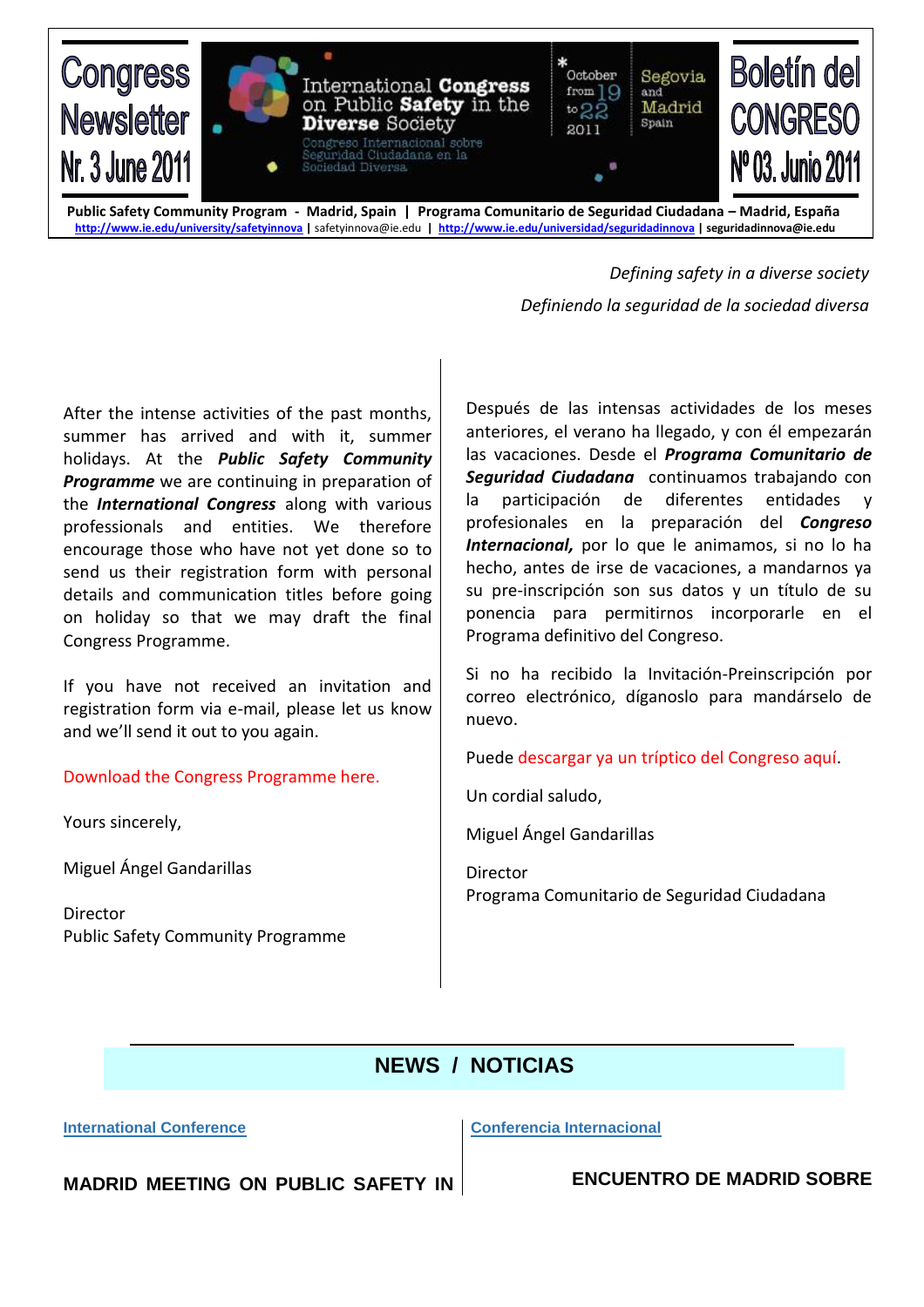# Congress Newsletter Nr. 3 June 2011

International Congress on Public Safety in the Diverse Society

Congreso Internacional sobre Seguridad Ciudadana en la Sociedad Diversa

October from 19 to 22 2011 — Segovia and Madrid Spain

# Boletín del CONGRESO Nº 03. Junio 2011

**Public Safety Community Program - Madrid, Spain | Programa Comunitario de Seguridad Ciudadana – Madrid, España**

**http://www.ie.edu/university/safetyinnova** | safetyinnova@ie.edu | **http://www.ie.edu/universidad/seguridadinnova** | **seguridadinnova@ie.edu**

*Defining safety in a diverse society*

*Definiendo la seguridad de la sociedad diversa*

After the intense activities of the past months, summer has arrived and with it, summer holidays. At the ***Public Safety Community Programme*** we are continuing in preparation of the ***International Congress*** along with various professionals and entities. We therefore encourage those who have not yet done so to send us their registration form with personal details and communication titles before going on holiday so that we may draft the final Congress Programme.

If you have not received an invitation and registration form via e-mail, please let us know and we'll send it out to you again.

Download the Congress Programme here.

Yours sincerely,

Miguel Ángel Gandarillas

Director
Public Safety Community Programme

Después de las intensas actividades de los meses anteriores, el verano ha llegado, y con él empezarán las vacaciones. Desde el ***Programa Comunitario de Seguridad Ciudadana*** continuamos trabajando con la participación de diferentes entidades y profesionales en la preparación del ***Congreso Internacional,*** por lo que le animamos, si no lo ha hecho, antes de irse de vacaciones, a mandarnos ya su pre-inscripción son sus datos y un título de su ponencia para permitirnos incorporarle en el Programa definitivo del Congreso.

Si no ha recibido la Invitación-Preinscripción por correo electrónico, díganoslo para mandárselo de nuevo.

Puede descargar ya un tríptico del Congreso aquí.

Un cordial saludo,

Miguel Ángel Gandarillas

Director
Programa Comunitario de Seguridad Ciudadana

## NEWS / NOTICIAS

**International Conference**

**MADRID MEETING ON PUBLIC SAFETY IN**

**Conferencia Internacional**

**ENCUENTRO DE MADRID SOBRE**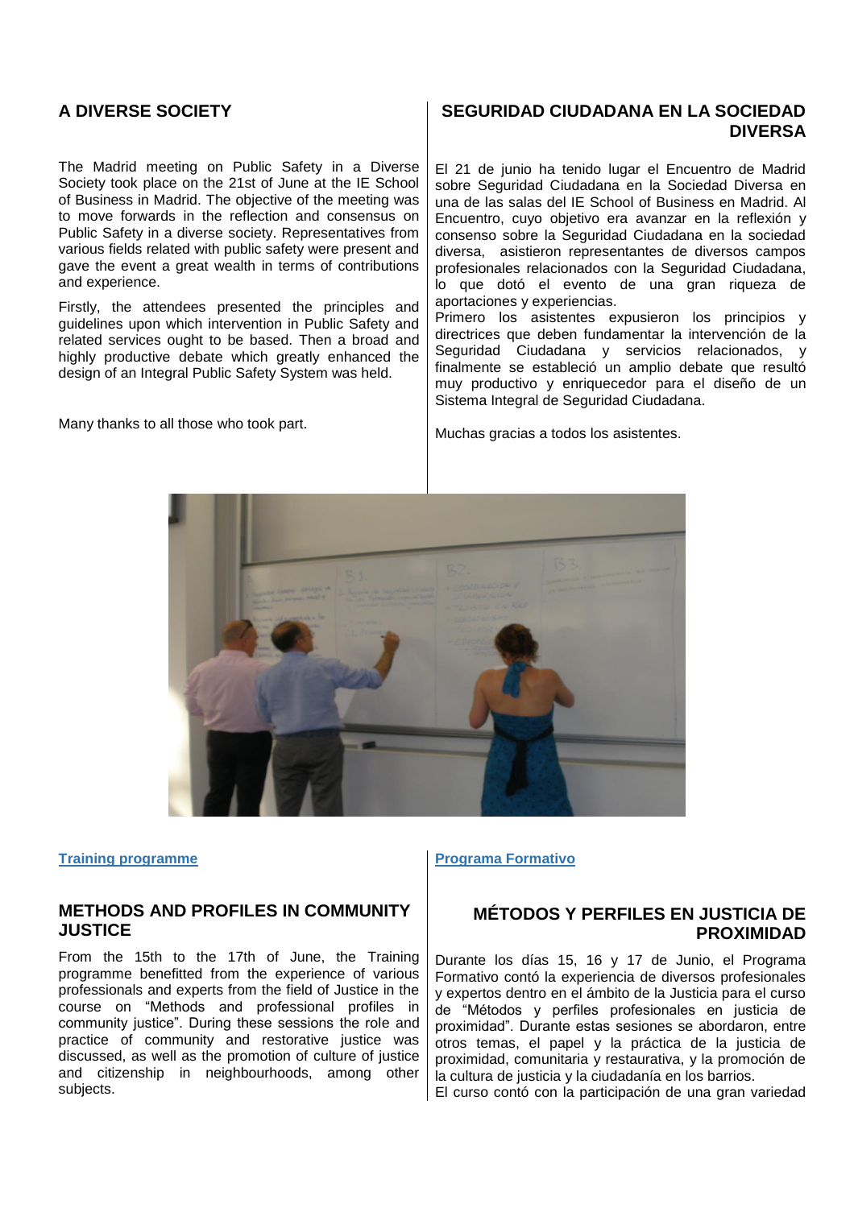## A DIVERSE SOCIETY

The Madrid meeting on Public Safety in a Diverse Society took place on the 21st of June at the IE School of Business in Madrid. The objective of the meeting was to move forwards in the reflection and consensus on Public Safety in a diverse society. Representatives from various fields related with public safety were present and gave the event a great wealth in terms of contributions and experience.

Firstly, the attendees presented the principles and guidelines upon which intervention in Public Safety and related services ought to be based. Then a broad and highly productive debate which greatly enhanced the design of an Integral Public Safety System was held.

Many thanks to all those who took part.

## SEGURIDAD CIUDADANA EN LA SOCIEDAD DIVERSA

El 21 de junio ha tenido lugar el Encuentro de Madrid sobre Seguridad Ciudadana en la Sociedad Diversa en una de las salas del IE School of Business en Madrid. Al Encuentro, cuyo objetivo era avanzar en la reflexión y consenso sobre la Seguridad Ciudadana en la sociedad diversa, asistieron representantes de diversos campos profesionales relacionados con la Seguridad Ciudadana, lo que dotó el evento de una gran riqueza de aportaciones y experiencias.
Primero los asistentes expusieron los principios y directrices que deben fundamentar la intervención de la Seguridad Ciudadana y servicios relacionados, y finalmente se estableció un amplio debate que resultó muy productivo y enriquecedor para el diseño de un Sistema Integral de Seguridad Ciudadana.

Muchas gracias a todos los asistentes.

**Training programme**

## METHODS AND PROFILES IN COMMUNITY JUSTICE

From the 15th to the 17th of June, the Training programme benefitted from the experience of various professionals and experts from the field of Justice in the course on "Methods and professional profiles in community justice". During these sessions the role and practice of community and restorative justice was discussed, as well as the promotion of culture of justice and citizenship in neighbourhoods, among other subjects.

**Programa Formativo**

## MÉTODOS Y PERFILES EN JUSTICIA DE PROXIMIDAD

Durante los días 15, 16 y 17 de Junio, el Programa Formativo contó la experiencia de diversos profesionales y expertos dentro en el ámbito de la Justicia para el curso de "Métodos y perfiles profesionales en justicia de proximidad". Durante estas sesiones se abordaron, entre otros temas, el papel y la práctica de la justicia de proximidad, comunitaria y restaurativa, y la promoción de la cultura de justicia y la ciudadanía en los barrios.
El curso contó con la participación de una gran variedad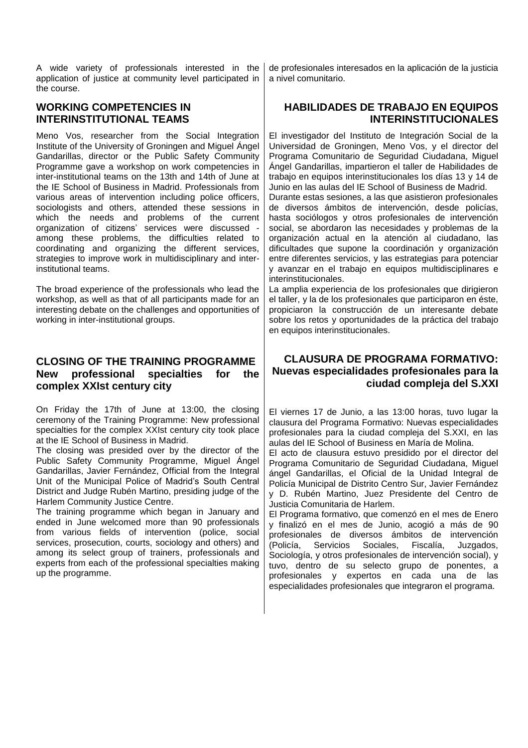A wide variety of professionals interested in the application of justice at community level participated in the course.

## WORKING COMPETENCIES IN INTERINSTITUTIONAL TEAMS

Meno Vos, researcher from the Social Integration Institute of the University of Groningen and Miguel Ángel Gandarillas, director or the Public Safety Community Programme gave a workshop on work competencies in inter-institutional teams on the 13th and 14th of June at the IE School of Business in Madrid. Professionals from various areas of intervention including police officers, sociologists and others, attended these sessions in which the needs and problems of the current organization of citizens' services were discussed - among these problems, the difficulties related to coordinating and organizing the different services, strategies to improve work in multidisciplinary and inter-institutional teams.

The broad experience of the professionals who lead the workshop, as well as that of all participants made for an interesting debate on the challenges and opportunities of working in inter-institutional groups.

## CLOSING OF THE TRAINING PROGRAMME New professional specialties for the complex XXIst century city

On Friday the 17th of June at 13:00, the closing ceremony of the Training Programme: New professional specialties for the complex XXIst century city took place at the IE School of Business in Madrid.

The closing was presided over by the director of the Public Safety Community Programme, Miguel Ángel Gandarillas, Javier Fernández, Official from the Integral Unit of the Municipal Police of Madrid's South Central District and Judge Rubén Martino, presiding judge of the Harlem Community Justice Centre.

The training programme which began in January and ended in June welcomed more than 90 professionals from various fields of intervention (police, social services, prosecution, courts, sociology and others) and among its select group of trainers, professionals and experts from each of the professional specialties making up the programme.

de profesionales interesados en la aplicación de la justicia a nivel comunitario.

## HABILIDADES DE TRABAJO EN EQUIPOS INTERINSTITUCIONALES

El investigador del Instituto de Integración Social de la Universidad de Groningen, Meno Vos, y el director del Programa Comunitario de Seguridad Ciudadana, Miguel Ángel Gandarillas, impartieron el taller de Habilidades de trabajo en equipos interinstitucionales los días 13 y 14 de Junio en las aulas del IE School of Business de Madrid.

Durante estas sesiones, a las que asistieron profesionales de diversos ámbitos de intervención, desde policías, hasta sociólogos y otros profesionales de intervención social, se abordaron las necesidades y problemas de la organización actual en la atención al ciudadano, las dificultades que supone la coordinación y organización entre diferentes servicios, y las estrategias para potenciar y avanzar en el trabajo en equipos multidisciplinares e interinstitucionales.

La amplia experiencia de los profesionales que dirigieron el taller, y la de los profesionales que participaron en éste, propiciaron la construcción de un interesante debate sobre los retos y oportunidades de la práctica del trabajo en equipos interinstitucionales.

## CLAUSURA DE PROGRAMA FORMATIVO: Nuevas especialidades profesionales para la ciudad compleja del S.XXI

El viernes 17 de Junio, a las 13:00 horas, tuvo lugar la clausura del Programa Formativo: Nuevas especialidades profesionales para la ciudad compleja del S.XXI, en las aulas del IE School of Business en María de Molina.

El acto de clausura estuvo presidido por el director del Programa Comunitario de Seguridad Ciudadana, Miguel ángel Gandarillas, el Oficial de la Unidad Integral de Policía Municipal de Distrito Centro Sur, Javier Fernández y D. Rubén Martino, Juez Presidente del Centro de Justicia Comunitaria de Harlem.

El Programa formativo, que comenzó en el mes de Enero y finalizó en el mes de Junio, acogió a más de 90 profesionales de diversos ámbitos de intervención (Policía, Servicios Sociales, Fiscalía, Juzgados, Sociología, y otros profesionales de intervención social), y tuvo, dentro de su selecto grupo de ponentes, a profesionales y expertos en cada una de las especialidades profesionales que integraron el programa.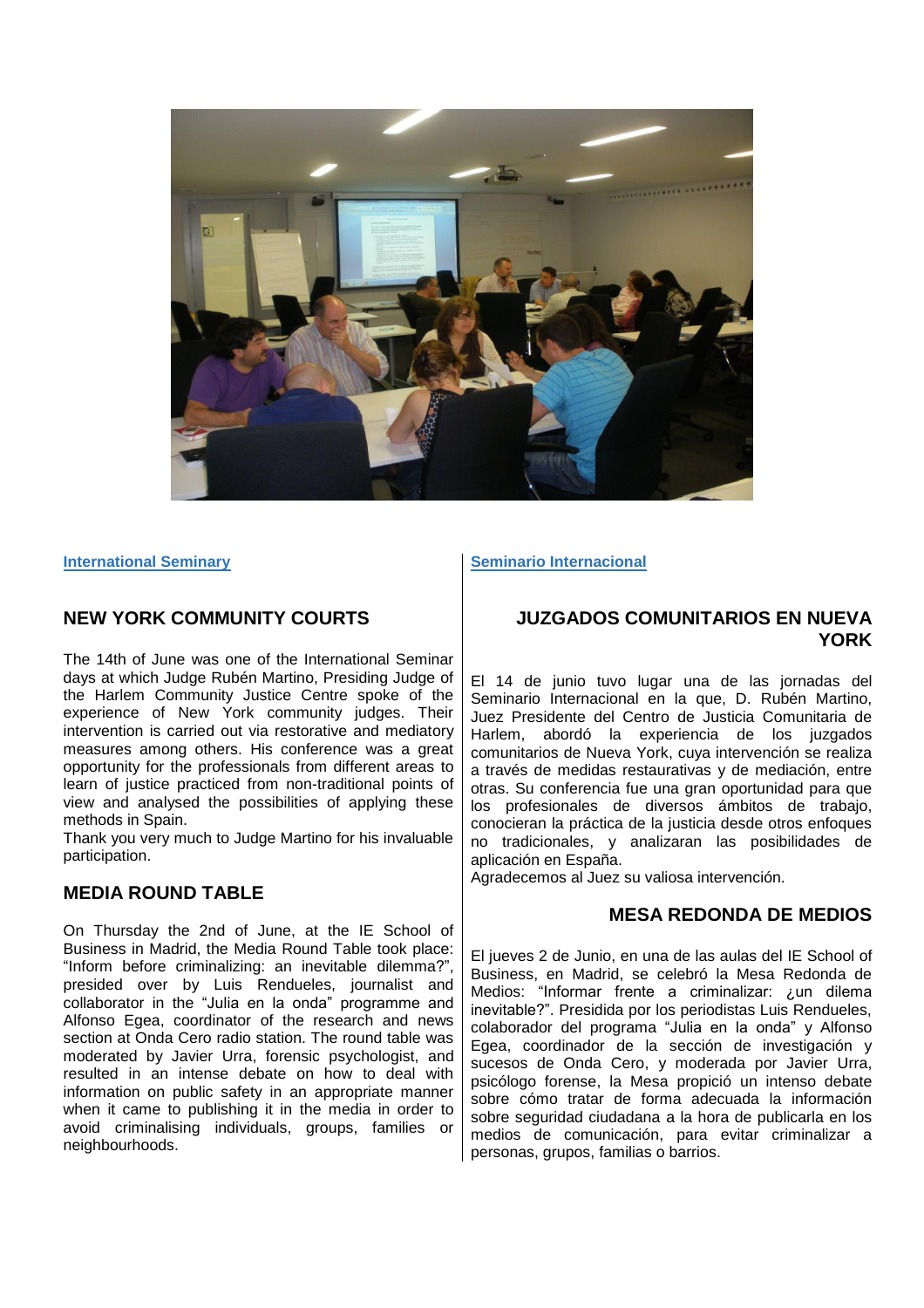**International Seminary**

## NEW YORK COMMUNITY COURTS

The 14th of June was one of the International Seminar days at which Judge Rubén Martino, Presiding Judge of the Harlem Community Justice Centre spoke of the experience of New York community judges. Their intervention is carried out via restorative and mediatory measures among others. His conference was a great opportunity for the professionals from different areas to learn of justice practiced from non-traditional points of view and analysed the possibilities of applying these methods in Spain.

Thank you very much to Judge Martino for his invaluable participation.

## MEDIA ROUND TABLE

On Thursday the 2nd of June, at the IE School of Business in Madrid, the Media Round Table took place: "Inform before criminalizing: an inevitable dilemma?", presided over by Luis Rendueles, journalist and collaborator in the "Julia en la onda" programme and Alfonso Egea, coordinator of the research and news section at Onda Cero radio station. The round table was moderated by Javier Urra, forensic psychologist, and resulted in an intense debate on how to deal with information on public safety in an appropriate manner when it came to publishing it in the media in order to avoid criminalising individuals, groups, families or neighbourhoods.

**Seminario Internacional**

## JUZGADOS COMUNITARIOS EN NUEVA YORK

El 14 de junio tuvo lugar una de las jornadas del Seminario Internacional en la que, D. Rubén Martino, Juez Presidente del Centro de Justicia Comunitaria de Harlem, abordó la experiencia de los juzgados comunitarios de Nueva York, cuya intervención se realiza a través de medidas restaurativas y de mediación, entre otras. Su conferencia fue una gran oportunidad para que los profesionales de diversos ámbitos de trabajo, conocieran la práctica de la justicia desde otros enfoques no tradicionales, y analizaran las posibilidades de aplicación en España.

Agradecemos al Juez su valiosa intervención.

## MESA REDONDA DE MEDIOS

El jueves 2 de Junio, en una de las aulas del IE School of Business, en Madrid, se celebró la Mesa Redonda de Medios: "Informar frente a criminalizar: ¿un dilema inevitable?". Presidida por los periodistas Luis Rendueles, colaborador del programa "Julia en la onda" y Alfonso Egea, coordinador de la sección de investigación y sucesos de Onda Cero, y moderada por Javier Urra, psicólogo forense, la Mesa propició un intenso debate sobre cómo tratar de forma adecuada la información sobre seguridad ciudadana a la hora de publicarla en los medios de comunicación, para evitar criminalizar a personas, grupos, familias o barrios.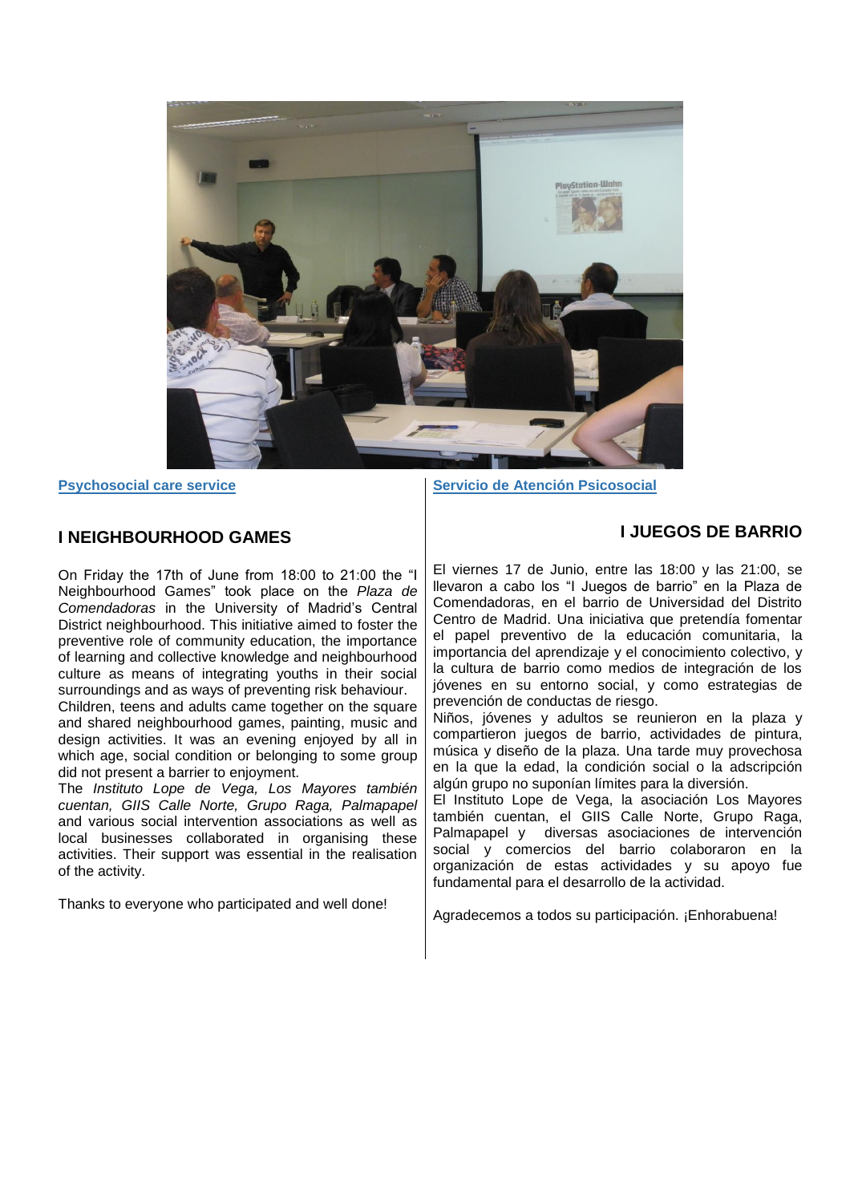**Psychosocial care service**

## I NEIGHBOURHOOD GAMES

On Friday the 17th of June from 18:00 to 21:00 the "I Neighbourhood Games" took place on the *Plaza de Comendadoras* in the University of Madrid's Central District neighbourhood. This initiative aimed to foster the preventive role of community education, the importance of learning and collective knowledge and neighbourhood culture as means of integrating youths in their social surroundings and as ways of preventing risk behaviour.

Children, teens and adults came together on the square and shared neighbourhood games, painting, music and design activities. It was an evening enjoyed by all in which age, social condition or belonging to some group did not present a barrier to enjoyment.

The *Instituto Lope de Vega, Los Mayores también cuentan, GIIS Calle Norte, Grupo Raga, Palmapapel* and various social intervention associations as well as local businesses collaborated in organising these activities. Their support was essential in the realisation of the activity.

Thanks to everyone who participated and well done!

**Servicio de Atención Psicosocial**

## I JUEGOS DE BARRIO

El viernes 17 de Junio, entre las 18:00 y las 21:00, se llevaron a cabo los "I Juegos de barrio" en la Plaza de Comendadoras, en el barrio de Universidad del Distrito Centro de Madrid. Una iniciativa que pretendía fomentar el papel preventivo de la educación comunitaria, la importancia del aprendizaje y el conocimiento colectivo, y la cultura de barrio como medios de integración de los jóvenes en su entorno social, y como estrategias de prevención de conductas de riesgo.

Niños, jóvenes y adultos se reunieron en la plaza y compartieron juegos de barrio, actividades de pintura, música y diseño de la plaza. Una tarde muy provechosa en la que la edad, la condición social o la adscripción algún grupo no suponían límites para la diversión.

El Instituto Lope de Vega, la asociación Los Mayores también cuentan, el GIIS Calle Norte, Grupo Raga, Palmapapel y diversas asociaciones de intervención social y comercios del barrio colaboraron en la organización de estas actividades y su apoyo fue fundamental para el desarrollo de la actividad.

Agradecemos a todos su participación. ¡Enhorabuena!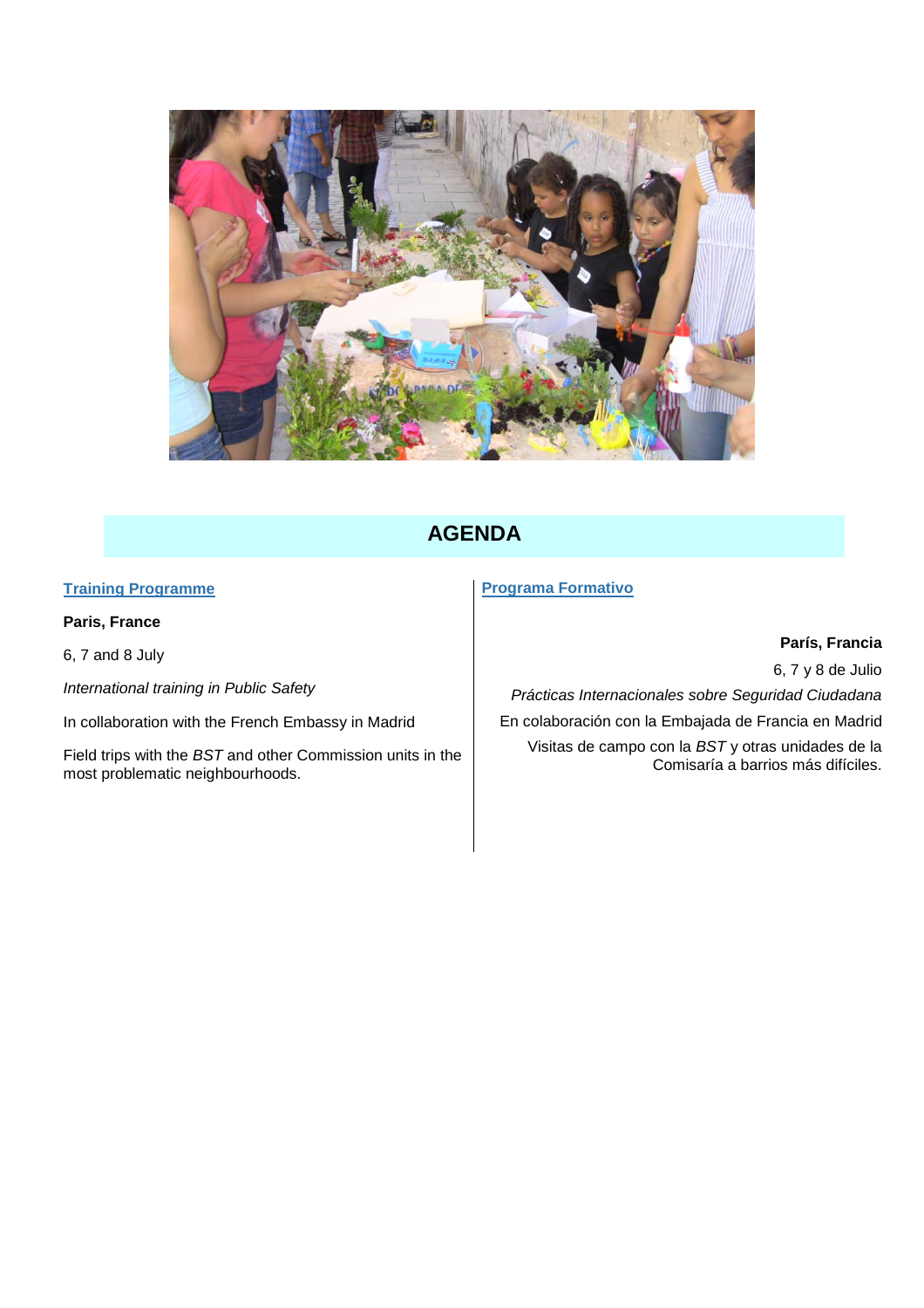## AGENDA

**Training Programme**

**Paris, France**

6, 7 and 8 July

*International training in Public Safety*

In collaboration with the French Embassy in Madrid

Field trips with the *BST* and other Commission units in the most problematic neighbourhoods.

**Programa Formativo**

**París, Francia**

6, 7 y 8 de Julio

*Prácticas Internacionales sobre Seguridad Ciudadana*

En colaboración con la Embajada de Francia en Madrid

Visitas de campo con la *BST* y otras unidades de la Comisaría a barrios más difíciles.